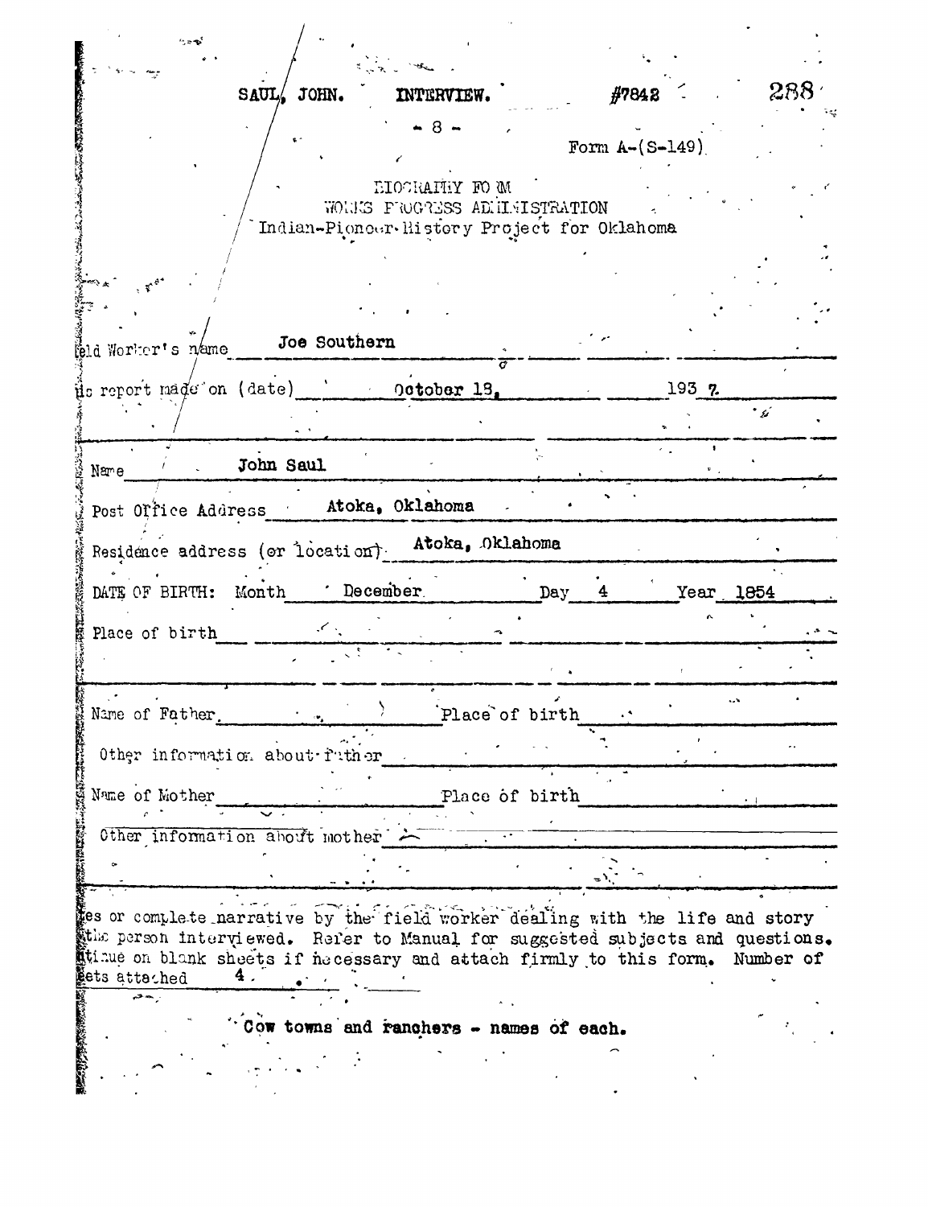SAUL, JOHN. INTERVIEW. #7842

\- 8 -

Form A-(S-149)

BIOGRAPHY FORM
WORKS PROGRESS ADMINISTRATION
Indian-Pioneer History Project for Oklahoma

Field Worker's name Joe Southern

This report made on (date) October 18, 1937

Name John Saul

Post Office Address Atoka, Oklahoma

Residence address (or location) Atoka, Oklahoma

DATE OF BIRTH: Month December Day 4 Year 1854

Place of birth

Name of Father Place of birth

Other information about father

Name of Mother Place of birth

Other information about mother

Notes or complete narrative by the field worker dealing with the life and story of the person interviewed. Refer to Manual for suggested subjects and questions. Continue on blank sheets if necessary and attach firmly to this form. Number of sheets attached 4.

Cow towns and ranchers - names of each.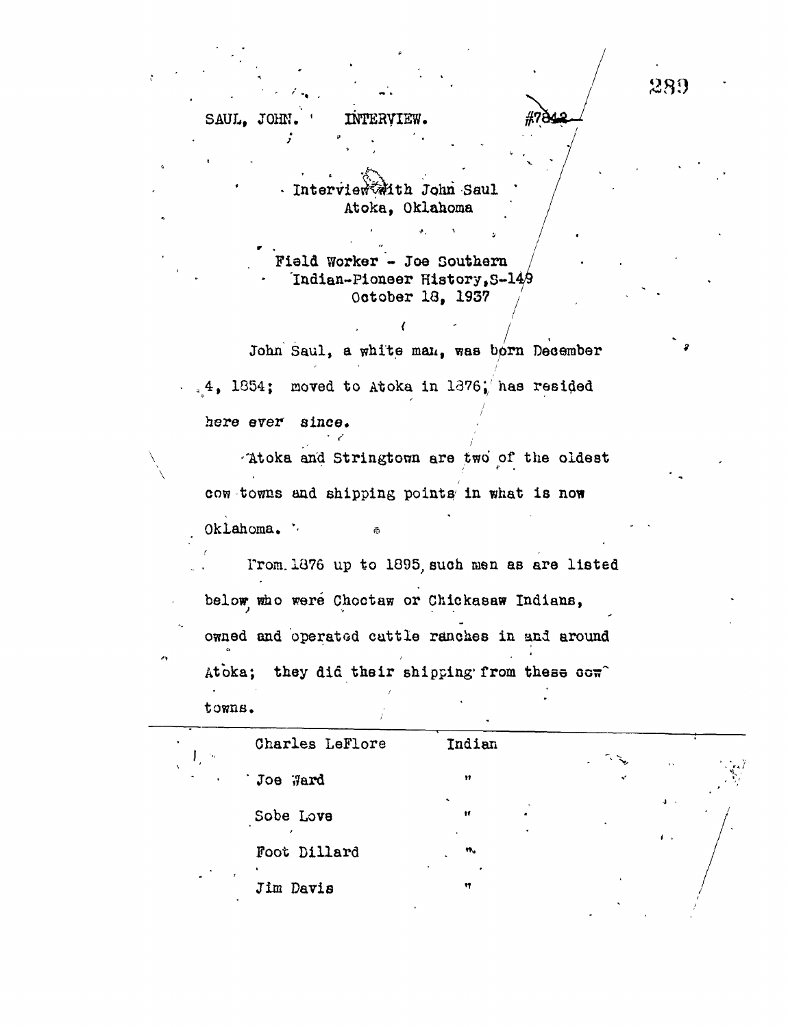SAUL, JOHN. INTERVIEW. #7842

Interview with John Saul
Atoka, Oklahoma

Field Worker - Joe Southern
Indian-Pioneer History, S-149
October 18, 1937

John Saul, a white man, was born December 4, 1854; moved to Atoka in 1876; has resided here ever since.

Atoka and Stringtown are two of the oldest cow towns and shipping points in what is now Oklahoma.

From 1876 up to 1895, such men as are listed below, who were Choctaw or Chickasaw Indians, owned and operated cattle ranches in and around Atoka; they did their shipping from these cow towns.

| | |
|---|---|
| Charles LeFlore | Indian |
| Joe Ward | " |
| Sobe Love | " |
| Foot Dillard | " |
| Jim Davis | " |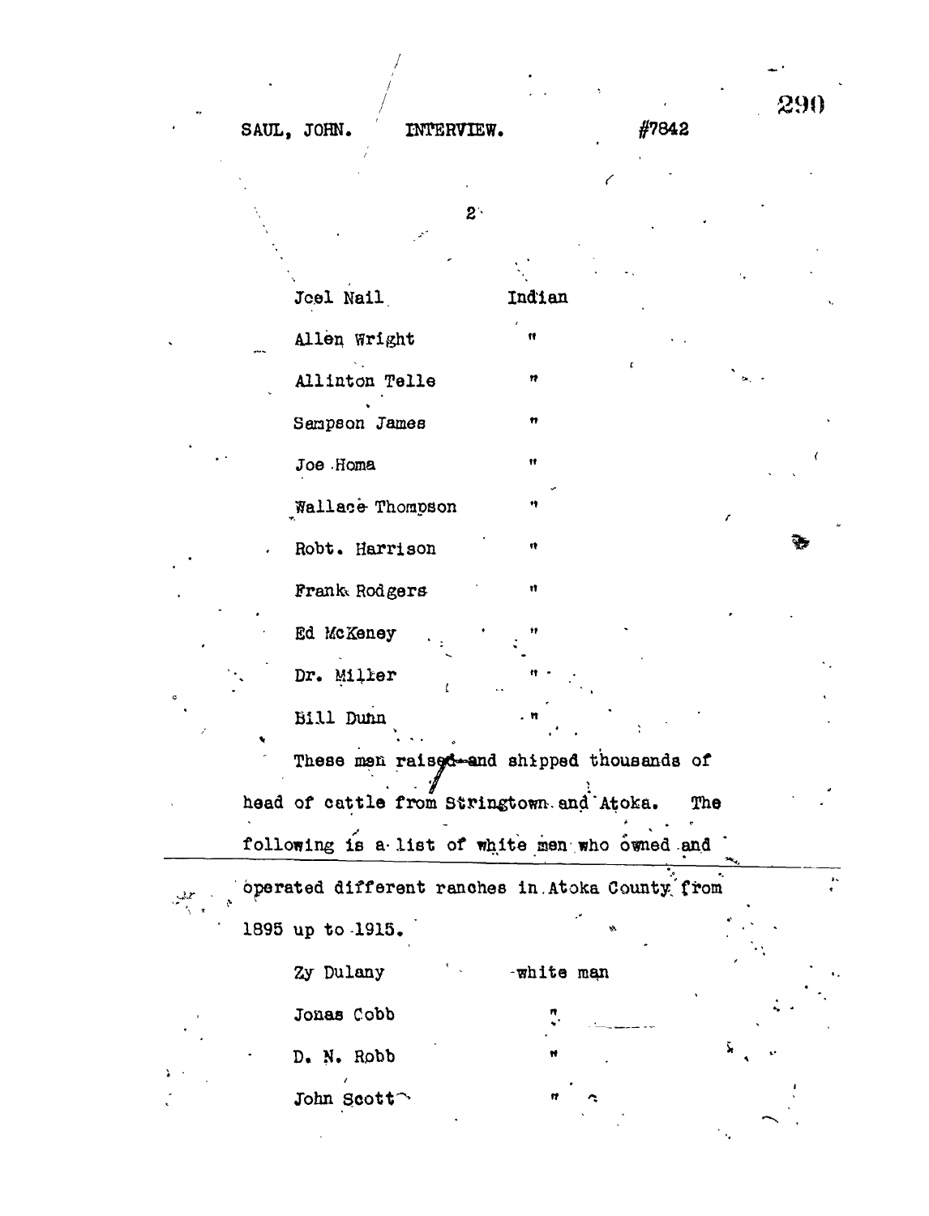2

| | |
|---|---|
| Joel Nail | Indian |
| Allen Wright | " |
| Allinton Telle | " |
| Sampson James | " |
| Joe Homa | " |
| Wallace Thompson | " |
| Robt. Harrison | " |
| Frank Rodgers | " |
| Ed McKeney | " |
| Dr. Miller | " |
| Bill Dunn | " |

These men raised and shipped thousands of head of cattle from Stringtown and Atoka. The following is a list of white men who owned and operated different ranches in Atoka County from 1895 up to 1915.

| | |
|---|---|
| Zy Dulany | white man |
| Jonas Cobb | " |
| D. N. Robb | " |
| John Scott | " |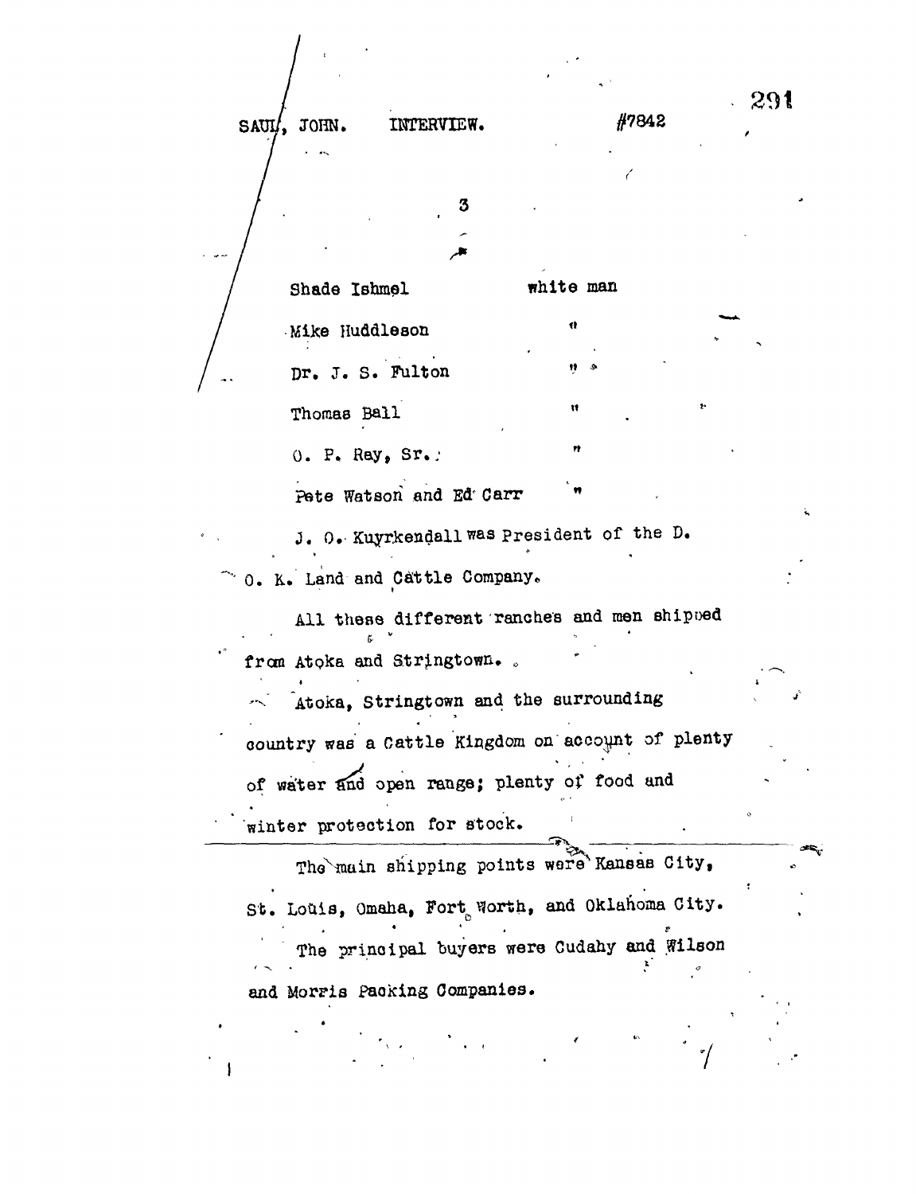| | |
|---|---|
| Shade Ishmel | white man |
| Mike Huddleson | " |
| Dr. J. S. Fulton | " |
| Thomas Ball | " |
| O. P. Ray, Sr. | " |
| Pete Watson and Ed Carr | " |

J. O. Kuyrkendall was President of the D. O. K. Land and Cattle Company.

All these different ranches and men shipped from Atoka and Stringtown.

Atoka, Stringtown and the surrounding country was a Cattle Kingdom on account of plenty of water and open range; plenty of food and winter protection for stock.

The main shipping points were Kansas City, St. Louis, Omaha, Fort Worth, and Oklahoma City.

The principal buyers were Cudahy and Wilson and Morris Packing Companies.